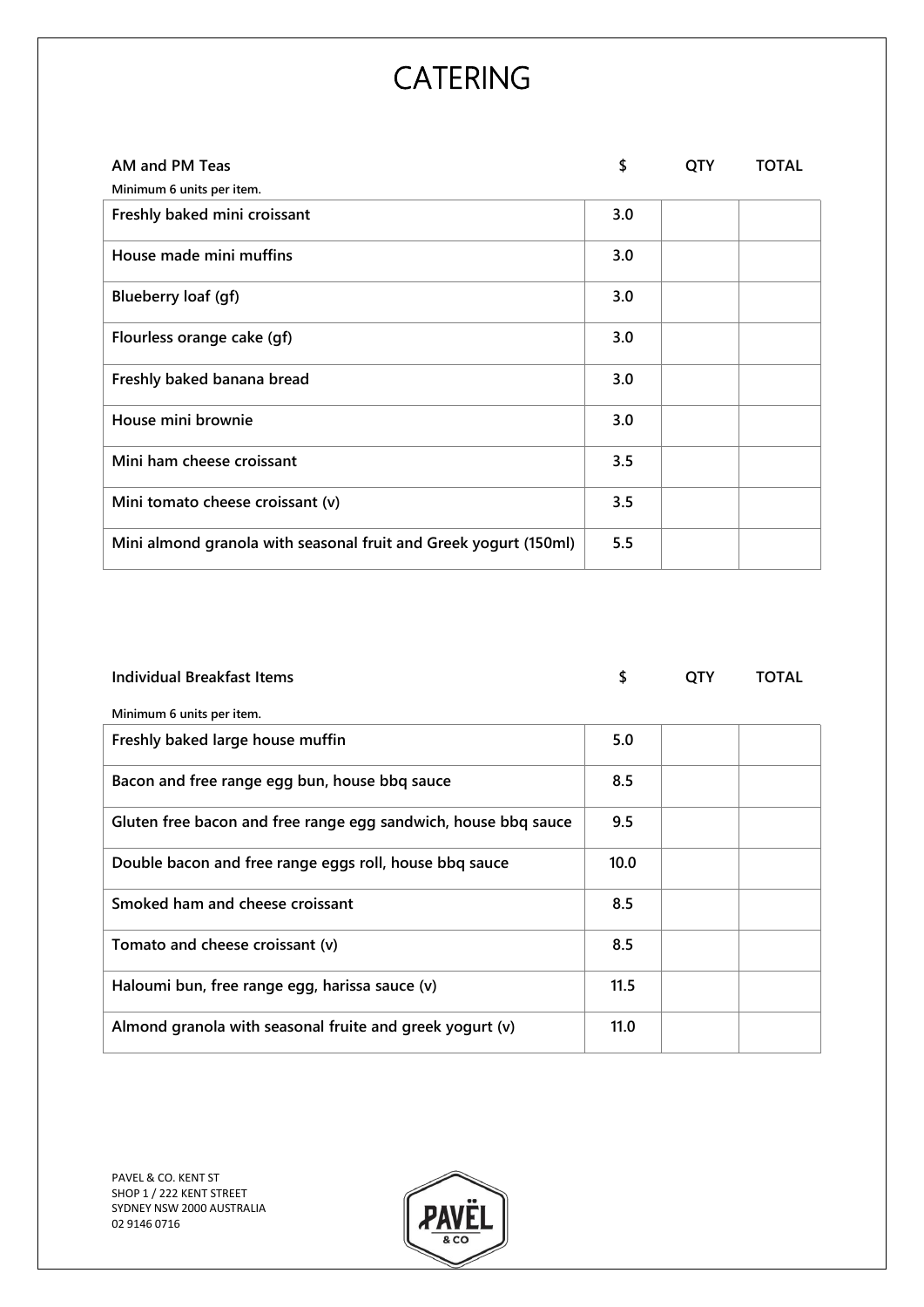# CATERING

| AM and PM Teas<br>Minimum 6 units per item. | $ | QTY | TOTAL |
|---|---|---|---|
| Freshly baked mini croissant | 3.0 | | |
| House made mini muffins | 3.0 | | |
| Blueberry loaf (gf) | 3.0 | | |
| Flourless orange cake (gf) | 3.0 | | |
| Freshly baked banana bread | 3.0 | | |
| House mini brownie | 3.0 | | |
| Mini ham cheese croissant | 3.5 | | |
| Mini tomato cheese croissant (v) | 3.5 | | |
| Mini almond granola with seasonal fruit and Greek yogurt (150ml) | 5.5 | | |

| Individual Breakfast Items<br>Minimum 6 units per item. | $ | QTY | TOTAL |
|---|---|---|---|
| Freshly baked large house muffin | 5.0 | | |
| Bacon and free range egg bun, house bbq sauce | 8.5 | | |
| Gluten free bacon and free range egg sandwich, house bbq sauce | 9.5 | | |
| Double bacon and free range eggs roll, house bbq sauce | 10.0 | | |
| Smoked ham and cheese croissant | 8.5 | | |
| Tomato and cheese croissant (v) | 8.5 | | |
| Haloumi bun, free range egg, harissa sauce (v) | 11.5 | | |
| Almond granola with seasonal fruite and greek yogurt (v) | 11.0 | | |

PAVEL & CO. KENT ST
SHOP 1 / 222 KENT STREET
SYDNEY NSW 2000 AUSTRALIA
02 9146 0716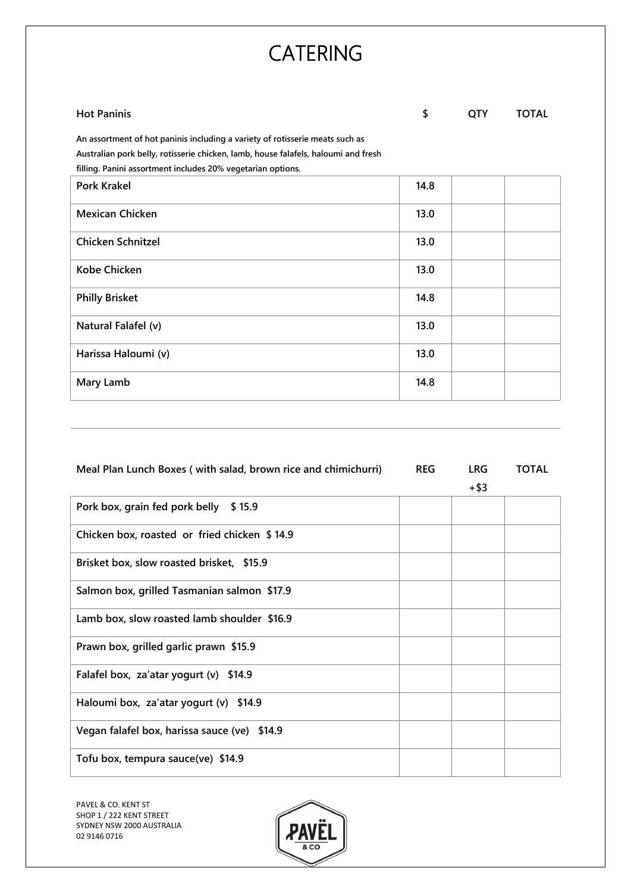# CATERING

| Hot Paninis | $ | QTY | TOTAL |
|---|---|---|---|
| An assortment of hot paninis including a variety of rotisserie meats such as Australian pork belly, rotisserie chicken, lamb, house falafels, haloumi and fresh filling. Panini assortment includes 20% vegetarian options. | | | |
| Pork Krakel | 14.8 | | |
| Mexican Chicken | 13.0 | | |
| Chicken Schnitzel | 13.0 | | |
| Kobe Chicken | 13.0 | | |
| Philly Brisket | 14.8 | | |
| Natural Falafel (v) | 13.0 | | |
| Harissa Haloumi (v) | 13.0 | | |
| Mary Lamb | 14.8 | | |

| Meal Plan Lunch Boxes ( with salad, brown rice and chimichurri) | REG | LRG +$3 | TOTAL |
|---|---|---|---|
| Pork box, grain fed pork belly $ 15.9 | | | |
| Chicken box, roasted or fried chicken $ 14.9 | | | |
| Brisket box, slow roasted brisket, $15.9 | | | |
| Salmon box, grilled Tasmanian salmon $17.9 | | | |
| Lamb box, slow roasted lamb shoulder $16.9 | | | |
| Prawn box, grilled garlic prawn $15.9 | | | |
| Falafel box, za'atar yogurt (v) $14.9 | | | |
| Haloumi box, za'atar yogurt (v) $14.9 | | | |
| Vegan falafel box, harissa sauce (ve) $14.9 | | | |
| Tofu box, tempura sauce(ve) $14.9 | | | |

PAVEL & CO. KENT ST
SHOP 1 / 222 KENT STREET
SYDNEY NSW 2000 AUSTRALIA
02 9146 0716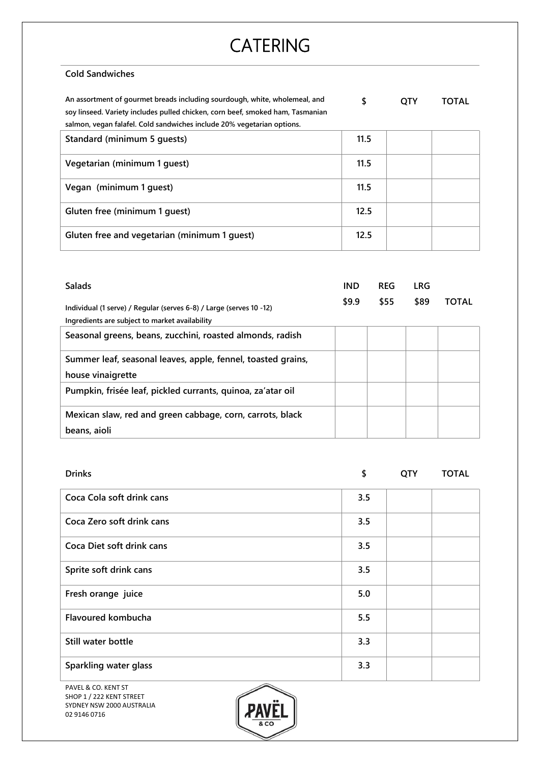# CATERING

## Cold Sandwiches

An assortment of gourmet breads including sourdough, white, wholemeal, and soy linseed. Variety includes pulled chicken, corn beef, smoked ham, Tasmanian salmon, vegan falafel. Cold sandwiches include 20% vegetarian options.

| | $ | QTY | TOTAL |
|---|---|---|---|
| Standard (minimum 5 guests) | 11.5 | | |
| Vegetarian (minimum 1 guest) | 11.5 | | |
| Vegan (minimum 1 guest) | 11.5 | | |
| Gluten free (minimum 1 guest) | 12.5 | | |
| Gluten free and vegetarian (minimum 1 guest) | 12.5 | | |

## Salads

Individual (1 serve) / Regular (serves 6-8) / Large (serves 10 -12)
Ingredients are subject to market availability

| | IND $9.9 | REG $55 | LRG $89 | TOTAL |
|---|---|---|---|---|
| Seasonal greens, beans, zucchini, roasted almonds, radish | | | | |
| Summer leaf, seasonal leaves, apple, fennel, toasted grains, house vinaigrette | | | | |
| Pumpkin, frisée leaf, pickled currants, quinoa, za'atar oil | | | | |
| Mexican slaw, red and green cabbage, corn, carrots, black beans, aioli | | | | |

## Drinks

| | $ | QTY | TOTAL |
|---|---|---|---|
| Coca Cola soft drink cans | 3.5 | | |
| Coca Zero soft drink cans | 3.5 | | |
| Coca Diet soft drink cans | 3.5 | | |
| Sprite soft drink cans | 3.5 | | |
| Fresh orange juice | 5.0 | | |
| Flavoured kombucha | 5.5 | | |
| Still water bottle | 3.3 | | |
| Sparkling water glass | 3.3 | | |

PAVEL & CO. KENT ST
SHOP 1 / 222 KENT STREET
SYDNEY NSW 2000 AUSTRALIA
02 9146 0716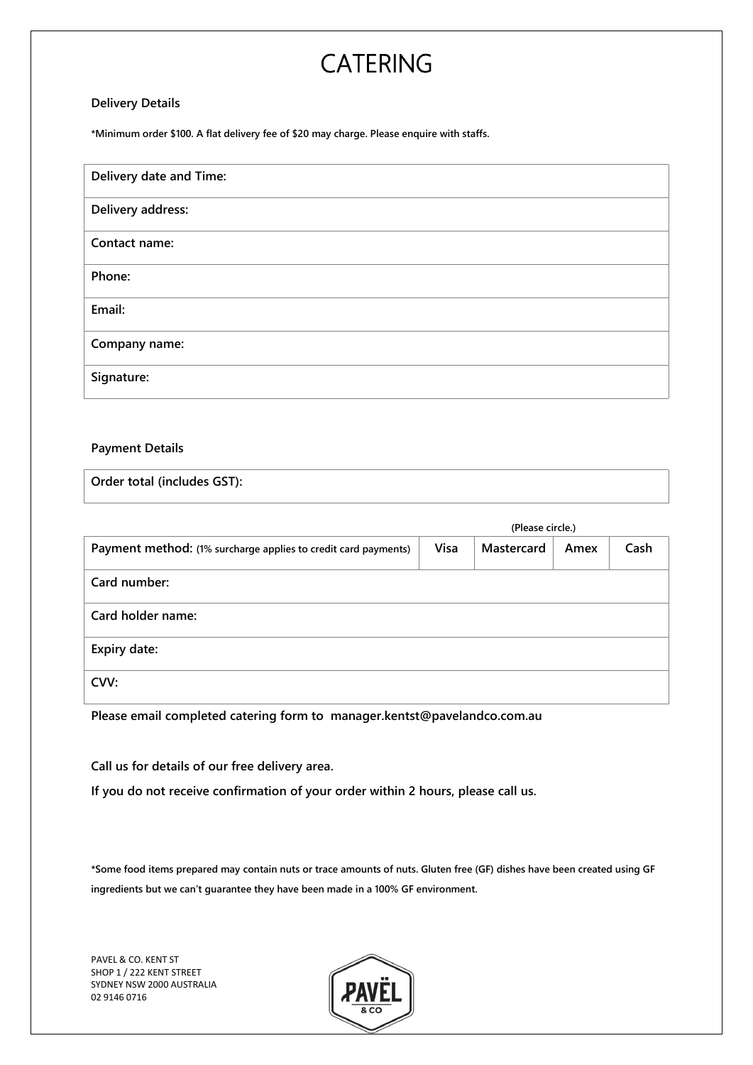// CATERING

**Delivery Details**

**\*Minimum order $100. A flat delivery fee of $20 may charge. Please enquire with staffs.**

| |
|---|
| **Delivery date and Time:** |
| **Delivery address:** |
| **Contact name:** |
| **Phone:** |
| **Email:** |
| **Company name:** |
| **Signature:** |

**Payment Details**

| |
|---|
| **Order total (includes GST):** |

**(Please circle.)**

| | | | | |
|---|---|---|---|---|
| **Payment method:** (1% surcharge applies to credit card payments) | Visa | Mastercard | Amex | Cash |
| **Card number:** | | | | |
| **Card holder name:** | | | | |
| **Expiry date:** | | | | |
| **CVV:** | | | | |

**Please email completed catering form to manager.kentst@pavelandco.com.au**

**Call us for details of our free delivery area.**

**If you do not receive confirmation of your order within 2 hours, please call us.**

**\*Some food items prepared may contain nuts or trace amounts of nuts. Gluten free (GF) dishes have been created using GF ingredients but we can't guarantee they have been made in a 100% GF environment.**

PAVEL & CO. KENT ST
SHOP 1 / 222 KENT STREET
SYDNEY NSW 2000 AUSTRALIA
02 9146 0716

PAVËL & CO